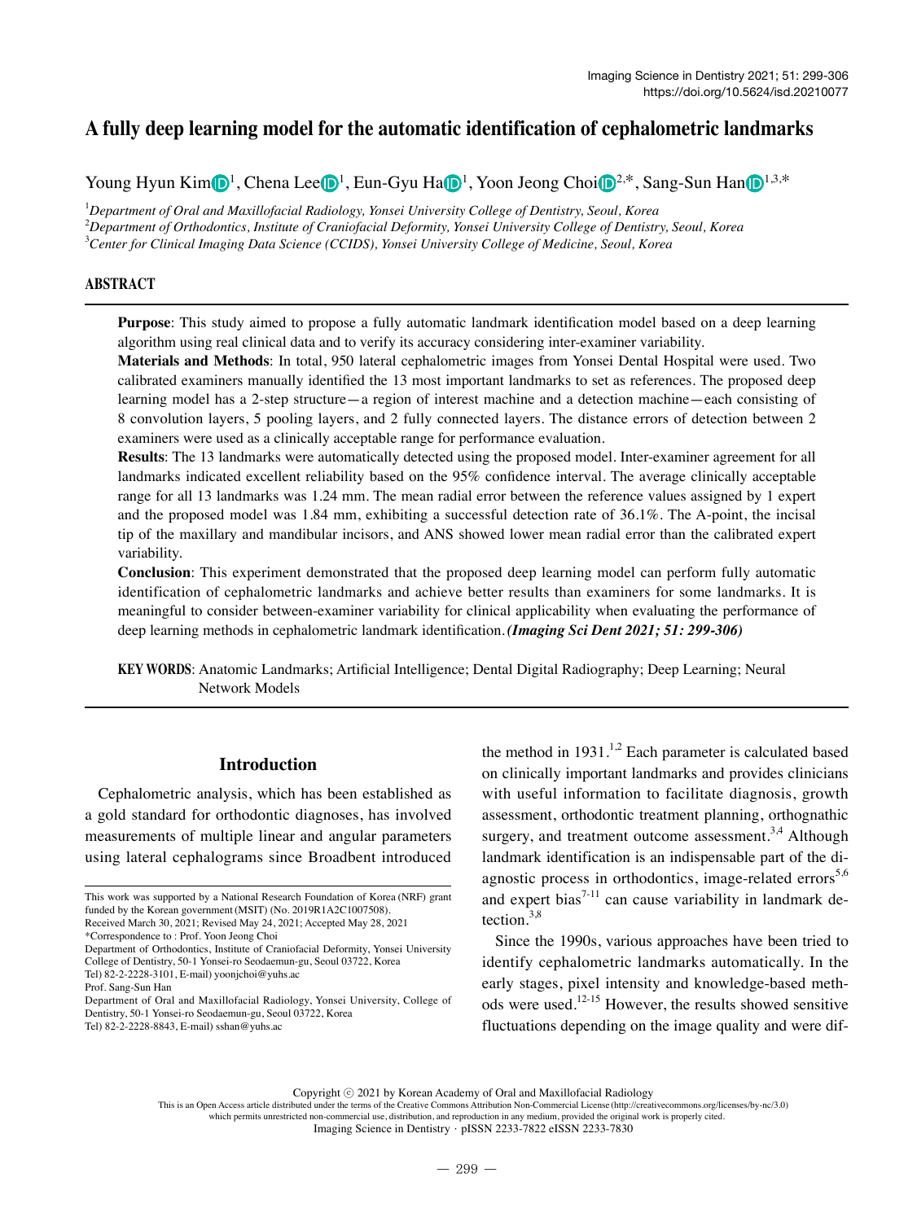# A fully deep learning model for the automatic identification of cephalometric landmarks

Young Hyun Kim[1], Chena Lee[1], Eun-Gyu Ha[1], Yoon Jeong Choi[2,*], Sang-Sun Han[1,3,*]

[1]*Department of Oral and Maxillofacial Radiology, Yonsei University College of Dentistry, Seoul, Korea*
[2]*Department of Orthodontics, Institute of Craniofacial Deformity, Yonsei University College of Dentistry, Seoul, Korea*
[3]*Center for Clinical Imaging Data Science (CCIDS), Yonsei University College of Medicine, Seoul, Korea*

## ABSTRACT

**Purpose**: This study aimed to propose a fully automatic landmark identification model based on a deep learning algorithm using real clinical data and to verify its accuracy considering inter-examiner variability.

**Materials and Methods**: In total, 950 lateral cephalometric images from Yonsei Dental Hospital were used. Two calibrated examiners manually identified the 13 most important landmarks to set as references. The proposed deep learning model has a 2-step structure—a region of interest machine and a detection machine—each consisting of 8 convolution layers, 5 pooling layers, and 2 fully connected layers. The distance errors of detection between 2 examiners were used as a clinically acceptable range for performance evaluation.

**Results**: The 13 landmarks were automatically detected using the proposed model. Inter-examiner agreement for all landmarks indicated excellent reliability based on the 95% confidence interval. The average clinically acceptable range for all 13 landmarks was 1.24 mm. The mean radial error between the reference values assigned by 1 expert and the proposed model was 1.84 mm, exhibiting a successful detection rate of 36.1%. The A-point, the incisal tip of the maxillary and mandibular incisors, and ANS showed lower mean radial error than the calibrated expert variability.

**Conclusion**: This experiment demonstrated that the proposed deep learning model can perform fully automatic identification of cephalometric landmarks and achieve better results than examiners for some landmarks. It is meaningful to consider between-examiner variability for clinical applicability when evaluating the performance of deep learning methods in cephalometric landmark identification. ***(Imaging Sci Dent 2021; 51: 299-306)***

**KEY WORDS**: Anatomic Landmarks; Artificial Intelligence; Dental Digital Radiography; Deep Learning; Neural Network Models

## Introduction

Cephalometric analysis, which has been established as a gold standard for orthodontic diagnoses, has involved measurements of multiple linear and angular parameters using lateral cephalograms since Broadbent introduced the method in 1931.[1,2] Each parameter is calculated based on clinically important landmarks and provides clinicians with useful information to facilitate diagnosis, growth assessment, orthodontic treatment planning, orthognathic surgery, and treatment outcome assessment.[3,4] Although landmark identification is an indispensable part of the diagnostic process in orthodontics, image-related errors[5,6] and expert bias[7-11] can cause variability in landmark detection.[3,8]

Since the 1990s, various approaches have been tried to identify cephalometric landmarks automatically. In the early stages, pixel intensity and knowledge-based methods were used.[12-15] However, the results showed sensitive fluctuations depending on the image quality and were dif-

This work was supported by a National Research Foundation of Korea (NRF) grant funded by the Korean government (MSIT) (No. 2019R1A2C1007508).
Received March 30, 2021; Revised May 24, 2021; Accepted May 28, 2021
*Correspondence to : Prof. Yoon Jeong Choi
Department of Orthodontics, Institute of Craniofacial Deformity, Yonsei University College of Dentistry, 50-1 Yonsei-ro Seodaemun-gu, Seoul 03722, Korea
Tel) 82-2-2228-3101, E-mail) yoonjchoi@yuhs.ac
Prof. Sang-Sun Han
Department of Oral and Maxillofacial Radiology, Yonsei University, College of Dentistry, 50-1 Yonsei-ro Seodaemun-gu, Seoul 03722, Korea
Tel) 82-2-2228-8843, E-mail) sshan@yuhs.ac

Copyright © 2021 by Korean Academy of Oral and Maxillofacial Radiology
This is an Open Access article distributed under the terms of the Creative Commons Attribution Non-Commercial License (http://creativecommons.org/licenses/by-nc/3.0) which permits unrestricted non-commercial use, distribution, and reproduction in any medium, provided the original work is properly cited.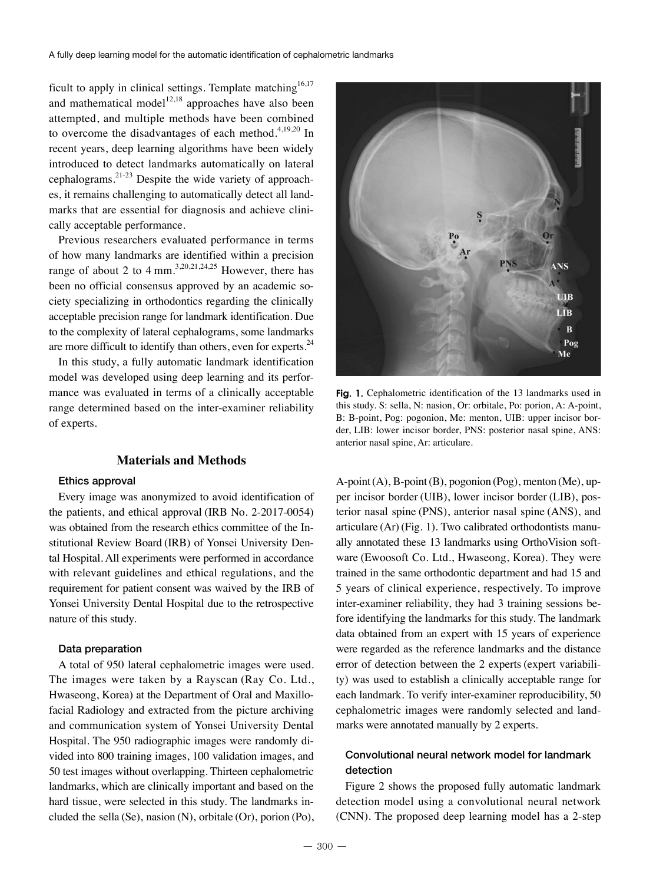ficult to apply in clinical settings. Template matching[16,17] and mathematical model[12,18] approaches have also been attempted, and multiple methods have been combined to overcome the disadvantages of each method.[4,19,20] In recent years, deep learning algorithms have been widely introduced to detect landmarks automatically on lateral cephalograms.[21-23] Despite the wide variety of approaches, it remains challenging to automatically detect all landmarks that are essential for diagnosis and achieve clinically acceptable performance.

Previous researchers evaluated performance in terms of how many landmarks are identified within a precision range of about 2 to 4 mm.[3,20,21,24,25] However, there has been no official consensus approved by an academic society specializing in orthodontics regarding the clinically acceptable precision range for landmark identification. Due to the complexity of lateral cephalograms, some landmarks are more difficult to identify than others, even for experts.[24]

In this study, a fully automatic landmark identification model was developed using deep learning and its performance was evaluated in terms of a clinically acceptable range determined based on the inter-examiner reliability of experts.

**Fig. 1.** Cephalometric identification of the 13 landmarks used in this study. S: sella, N: nasion, Or: orbitale, Po: porion, A: A-point, B: B-point, Pog: pogonion, Me: menton, UIB: upper incisor border, LIB: lower incisor border, PNS: posterior nasal spine, ANS: anterior nasal spine, Ar: articulare.

## Materials and Methods

### Ethics approval

Every image was anonymized to avoid identification of the patients, and ethical approval (IRB No. 2-2017-0054) was obtained from the research ethics committee of the Institutional Review Board (IRB) of Yonsei University Dental Hospital. All experiments were performed in accordance with relevant guidelines and ethical regulations, and the requirement for patient consent was waived by the IRB of Yonsei University Dental Hospital due to the retrospective nature of this study.

### Data preparation

A total of 950 lateral cephalometric images were used. The images were taken by a Rayscan (Ray Co. Ltd., Hwaseong, Korea) at the Department of Oral and Maxillofacial Radiology and extracted from the picture archiving and communication system of Yonsei University Dental Hospital. The 950 radiographic images were randomly divided into 800 training images, 100 validation images, and 50 test images without overlapping. Thirteen cephalometric landmarks, which are clinically important and based on the hard tissue, were selected in this study. The landmarks included the sella (Se), nasion (N), orbitale (Or), porion (Po), A-point (A), B-point (B), pogonion (Pog), menton (Me), upper incisor border (UIB), lower incisor border (LIB), posterior nasal spine (PNS), anterior nasal spine (ANS), and articulare (Ar) (Fig. 1). Two calibrated orthodontists manually annotated these 13 landmarks using OrthoVision software (Ewoosoft Co. Ltd., Hwaseong, Korea). They were trained in the same orthodontic department and had 15 and 5 years of clinical experience, respectively. To improve inter-examiner reliability, they had 3 training sessions before identifying the landmarks for this study. The landmark data obtained from an expert with 15 years of experience were regarded as the reference landmarks and the distance error of detection between the 2 experts (expert variability) was used to establish a clinically acceptable range for each landmark. To verify inter-examiner reproducibility, 50 cephalometric images were randomly selected and landmarks were annotated manually by 2 experts.

### Convolutional neural network model for landmark detection

Figure 2 shows the proposed fully automatic landmark detection model using a convolutional neural network (CNN). The proposed deep learning model has a 2-step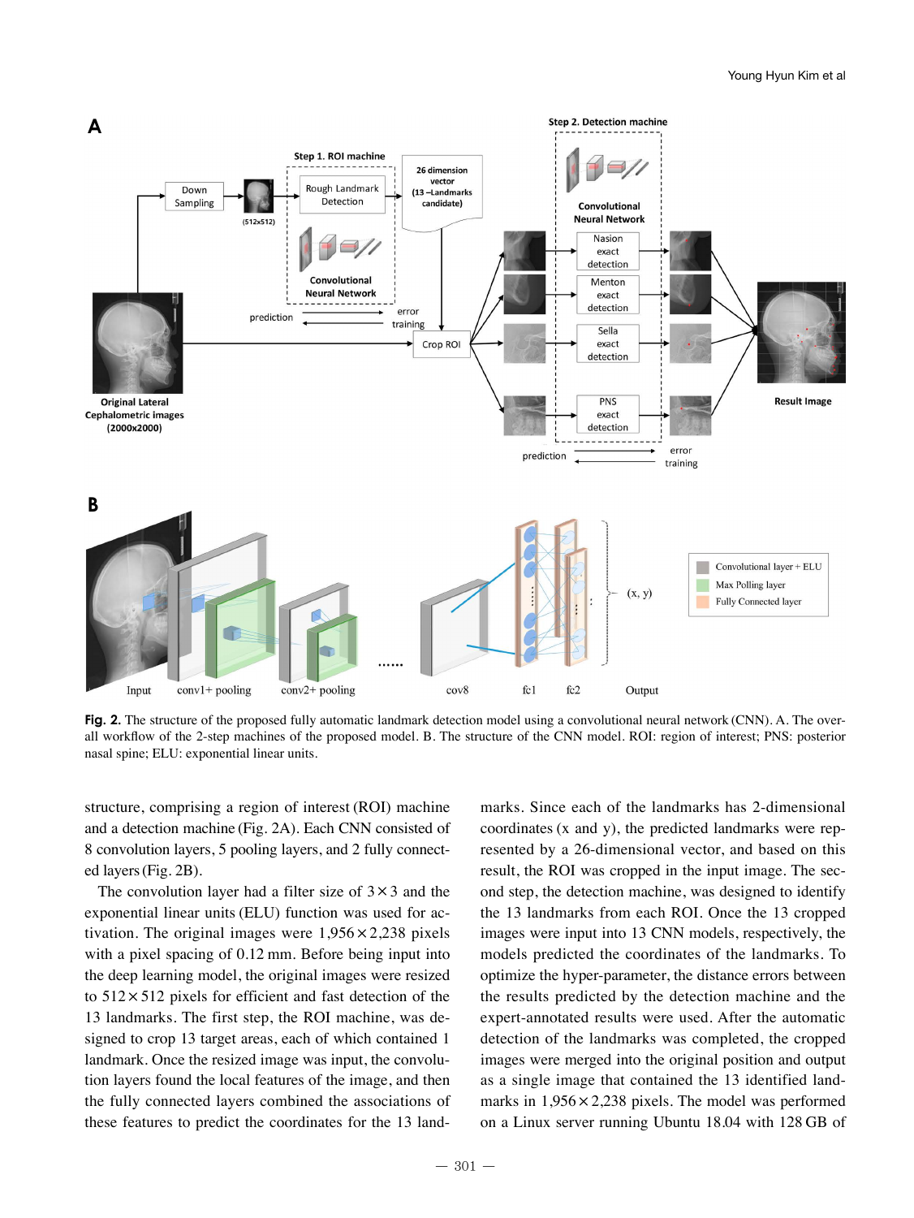**Fig. 2.** The structure of the proposed fully automatic landmark detection model using a convolutional neural network (CNN). A. The overall workflow of the 2-step machines of the proposed model. B. The structure of the CNN model. ROI: region of interest; PNS: posterior nasal spine; ELU: exponential linear units.

structure, comprising a region of interest (ROI) machine and a detection machine (Fig. 2A). Each CNN consisted of 8 convolution layers, 5 pooling layers, and 2 fully connected layers (Fig. 2B).

The convolution layer had a filter size of $3 \times 3$ and the exponential linear units (ELU) function was used for activation. The original images were $1,956 \times 2,238$ pixels with a pixel spacing of 0.12 mm. Before being input into the deep learning model, the original images were resized to $512 \times 512$ pixels for efficient and fast detection of the 13 landmarks. The first step, the ROI machine, was designed to crop 13 target areas, each of which contained 1 landmark. Once the resized image was input, the convolution layers found the local features of the image, and then the fully connected layers combined the associations of these features to predict the coordinates for the 13 landmarks. Since each of the landmarks has 2-dimensional coordinates (x and y), the predicted landmarks were represented by a 26-dimensional vector, and based on this result, the ROI was cropped in the input image. The second step, the detection machine, was designed to identify the 13 landmarks from each ROI. Once the 13 cropped images were input into 13 CNN models, respectively, the models predicted the coordinates of the landmarks. To optimize the hyper-parameter, the distance errors between the results predicted by the detection machine and the expert-annotated results were used. After the automatic detection of the landmarks was completed, the cropped images were merged into the original position and output as a single image that contained the 13 identified landmarks in $1,956 \times 2,238$ pixels. The model was performed on a Linux server running Ubuntu 18.04 with 128 GB of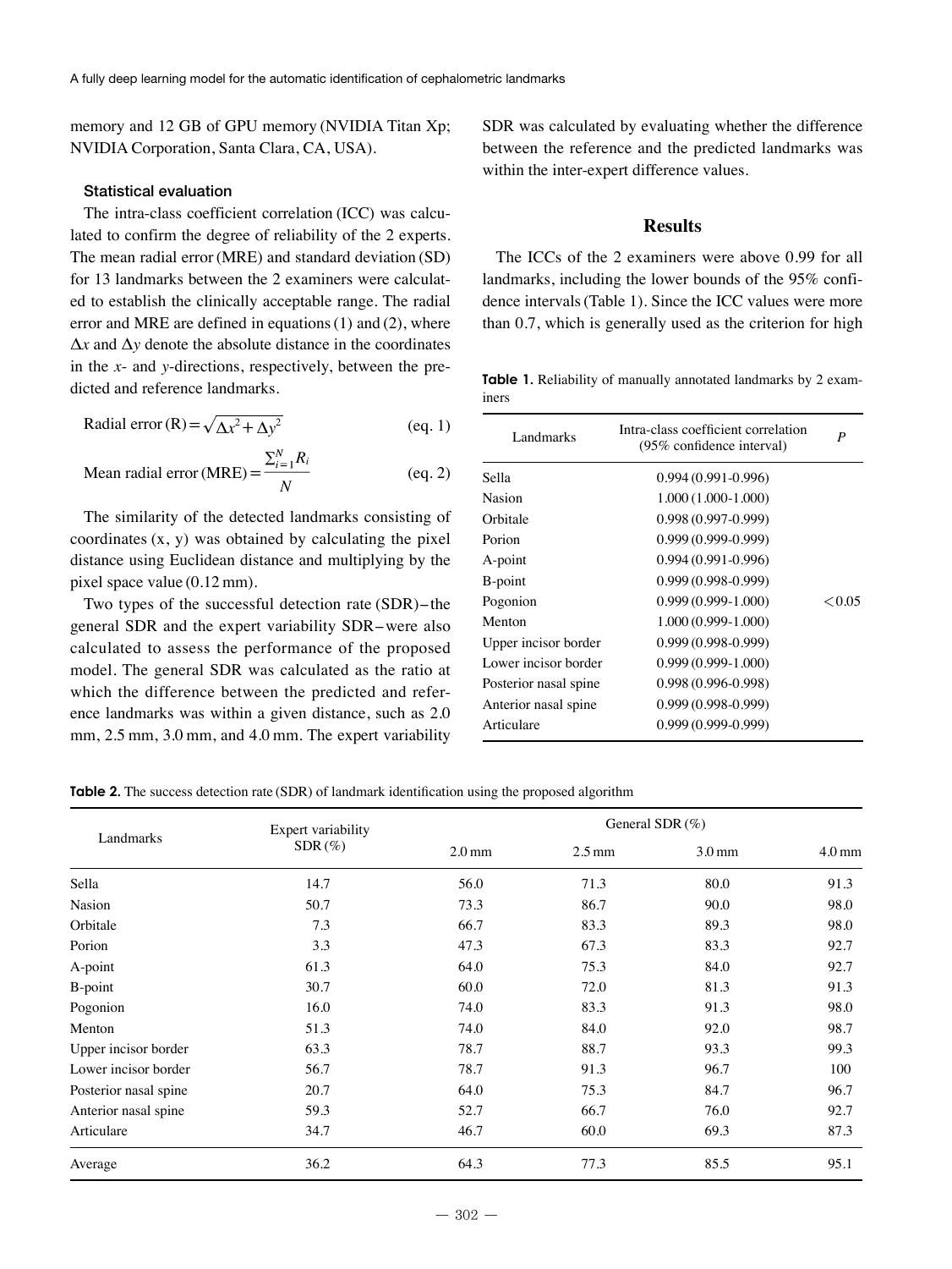memory and 12 GB of GPU memory (NVIDIA Titan Xp; NVIDIA Corporation, Santa Clara, CA, USA).

### Statistical evaluation

The intra-class coefficient correlation (ICC) was calculated to confirm the degree of reliability of the 2 experts. The mean radial error (MRE) and standard deviation (SD) for 13 landmarks between the 2 examiners were calculated to establish the clinically acceptable range. The radial error and MRE are defined in equations (1) and (2), where $\Delta x$ and $\Delta y$ denote the absolute distance in the coordinates in the *x*- and *y*-directions, respectively, between the predicted and reference landmarks.

$$\text{Radial error (R)} = \sqrt{\Delta x^2 + \Delta y^2} \quad \text{(eq. 1)}$$

$$\text{Mean radial error (MRE)} = \frac{\sum_{i=1}^{N} R_i}{N} \quad \text{(eq. 2)}$$

The similarity of the detected landmarks consisting of coordinates (x, y) was obtained by calculating the pixel distance using Euclidean distance and multiplying by the pixel space value (0.12 mm).

Two types of the successful detection rate (SDR)–the general SDR and the expert variability SDR–were also calculated to assess the performance of the proposed model. The general SDR was calculated as the ratio at which the difference between the predicted and reference landmarks was within a given distance, such as 2.0 mm, 2.5 mm, 3.0 mm, and 4.0 mm. The expert variability SDR was calculated by evaluating whether the difference between the reference and the predicted landmarks was within the inter-expert difference values.

## Results

The ICCs of the 2 examiners were above 0.99 for all landmarks, including the lower bounds of the 95% confidence intervals (Table 1). Since the ICC values were more than 0.7, which is generally used as the criterion for high

**Table 1.** Reliability of manually annotated landmarks by 2 examiners

| Landmarks | Intra-class coefficient correlation (95% confidence interval) | *P* |
|---|---|---|
| Sella | 0.994 (0.991-0.996) | |
| Nasion | 1.000 (1.000-1.000) | |
| Orbitale | 0.998 (0.997-0.999) | |
| Porion | 0.999 (0.999-0.999) | |
| A-point | 0.994 (0.991-0.996) | |
| B-point | 0.999 (0.998-0.999) | |
| Pogonion | 0.999 (0.999-1.000) | <0.05 |
| Menton | 1.000 (0.999-1.000) | |
| Upper incisor border | 0.999 (0.998-0.999) | |
| Lower incisor border | 0.999 (0.999-1.000) | |
| Posterior nasal spine | 0.998 (0.996-0.998) | |
| Anterior nasal spine | 0.999 (0.998-0.999) | |
| Articulare | 0.999 (0.999-0.999) | |

**Table 2.** The success detection rate (SDR) of landmark identification using the proposed algorithm

| Landmarks | Expert variability SDR (%) | General SDR (%) | | | |
|---|---|---|---|---|---|
| | | 2.0 mm | 2.5 mm | 3.0 mm | 4.0 mm |
| Sella | 14.7 | 56.0 | 71.3 | 80.0 | 91.3 |
| Nasion | 50.7 | 73.3 | 86.7 | 90.0 | 98.0 |
| Orbitale | 7.3 | 66.7 | 83.3 | 89.3 | 98.0 |
| Porion | 3.3 | 47.3 | 67.3 | 83.3 | 92.7 |
| A-point | 61.3 | 64.0 | 75.3 | 84.0 | 92.7 |
| B-point | 30.7 | 60.0 | 72.0 | 81.3 | 91.3 |
| Pogonion | 16.0 | 74.0 | 83.3 | 91.3 | 98.0 |
| Menton | 51.3 | 74.0 | 84.0 | 92.0 | 98.7 |
| Upper incisor border | 63.3 | 78.7 | 88.7 | 93.3 | 99.3 |
| Lower incisor border | 56.7 | 78.7 | 91.3 | 96.7 | 100 |
| Posterior nasal spine | 20.7 | 64.0 | 75.3 | 84.7 | 96.7 |
| Anterior nasal spine | 59.3 | 52.7 | 66.7 | 76.0 | 92.7 |
| Articulare | 34.7 | 46.7 | 60.0 | 69.3 | 87.3 |
| Average | 36.2 | 64.3 | 77.3 | 85.5 | 95.1 |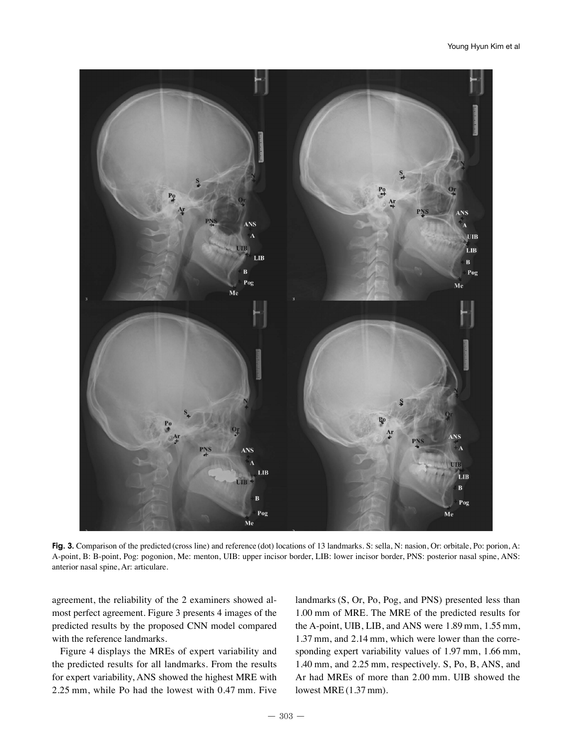**Fig. 3.** Comparison of the predicted (cross line) and reference (dot) locations of 13 landmarks. S: sella, N: nasion, Or: orbitale, Po: porion, A: A-point, B: B-point, Pog: pogonion, Me: menton, UIB: upper incisor border, LIB: lower incisor border, PNS: posterior nasal spine, ANS: anterior nasal spine, Ar: articulare.

agreement, the reliability of the 2 examiners showed almost perfect agreement. Figure 3 presents 4 images of the predicted results by the proposed CNN model compared with the reference landmarks.

Figure 4 displays the MREs of expert variability and the predicted results for all landmarks. From the results for expert variability, ANS showed the highest MRE with 2.25 mm, while Po had the lowest with 0.47 mm. Five landmarks (S, Or, Po, Pog, and PNS) presented less than 1.00 mm of MRE. The MRE of the predicted results for the A-point, UIB, LIB, and ANS were 1.89 mm, 1.55 mm, 1.37 mm, and 2.14 mm, which were lower than the corresponding expert variability values of 1.97 mm, 1.66 mm, 1.40 mm, and 2.25 mm, respectively. S, Po, B, ANS, and Ar had MREs of more than 2.00 mm. UIB showed the lowest MRE (1.37 mm).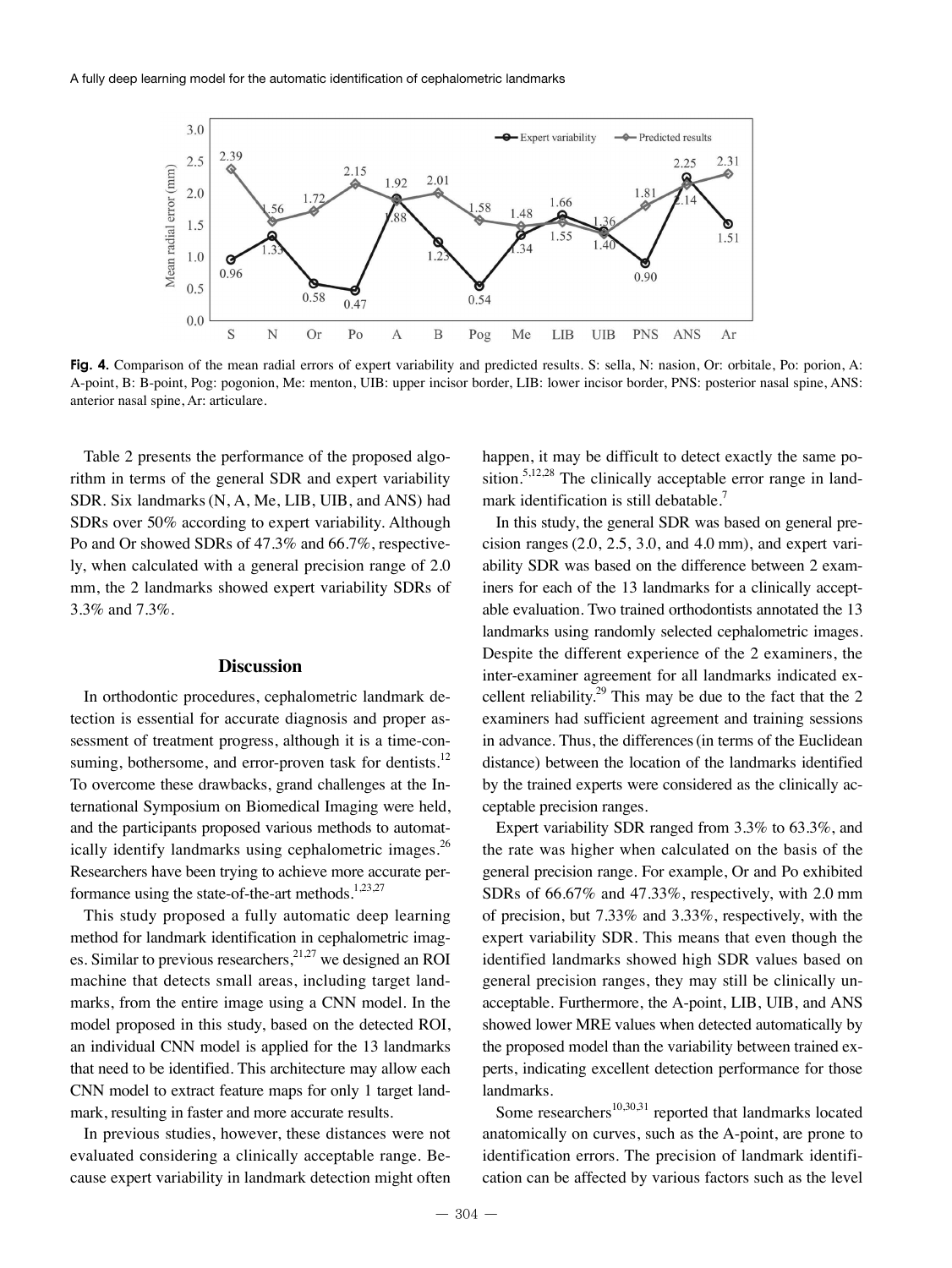**Fig. 4.** Comparison of the mean radial errors of expert variability and predicted results. S: sella, N: nasion, Or: orbitale, Po: porion, A: A-point, B: B-point, Pog: pogonion, Me: menton, UIB: upper incisor border, LIB: lower incisor border, PNS: posterior nasal spine, ANS: anterior nasal spine, Ar: articulare.

Table 2 presents the performance of the proposed algorithm in terms of the general SDR and expert variability SDR. Six landmarks (N, A, Me, LIB, UIB, and ANS) had SDRs over 50% according to expert variability. Although Po and Or showed SDRs of 47.3% and 66.7%, respectively, when calculated with a general precision range of 2.0 mm, the 2 landmarks showed expert variability SDRs of 3.3% and 7.3%.

## Discussion

In orthodontic procedures, cephalometric landmark detection is essential for accurate diagnosis and proper assessment of treatment progress, although it is a time-consuming, bothersome, and error-proven task for dentists.[12] To overcome these drawbacks, grand challenges at the International Symposium on Biomedical Imaging were held, and the participants proposed various methods to automatically identify landmarks using cephalometric images.[26] Researchers have been trying to achieve more accurate performance using the state-of-the-art methods.[1,23,27]

This study proposed a fully automatic deep learning method for landmark identification in cephalometric images. Similar to previous researchers,[21,27] we designed an ROI machine that detects small areas, including target landmarks, from the entire image using a CNN model. In the model proposed in this study, based on the detected ROI, an individual CNN model is applied for the 13 landmarks that need to be identified. This architecture may allow each CNN model to extract feature maps for only 1 target landmark, resulting in faster and more accurate results.

In previous studies, however, these distances were not evaluated considering a clinically acceptable range. Because expert variability in landmark detection might often happen, it may be difficult to detect exactly the same position.[5,12,28] The clinically acceptable error range in landmark identification is still debatable.[7]

In this study, the general SDR was based on general precision ranges (2.0, 2.5, 3.0, and 4.0 mm), and expert variability SDR was based on the difference between 2 examiners for each of the 13 landmarks for a clinically acceptable evaluation. Two trained orthodontists annotated the 13 landmarks using randomly selected cephalometric images. Despite the different experience of the 2 examiners, the inter-examiner agreement for all landmarks indicated excellent reliability.[29] This may be due to the fact that the 2 examiners had sufficient agreement and training sessions in advance. Thus, the differences (in terms of the Euclidean distance) between the location of the landmarks identified by the trained experts were considered as the clinically acceptable precision ranges.

Expert variability SDR ranged from 3.3% to 63.3%, and the rate was higher when calculated on the basis of the general precision range. For example, Or and Po exhibited SDRs of 66.67% and 47.33%, respectively, with 2.0 mm of precision, but 7.33% and 3.33%, respectively, with the expert variability SDR. This means that even though the identified landmarks showed high SDR values based on general precision ranges, they may still be clinically unacceptable. Furthermore, the A-point, LIB, UIB, and ANS showed lower MRE values when detected automatically by the proposed model than the variability between trained experts, indicating excellent detection performance for those landmarks.

Some researchers[10,30,31] reported that landmarks located anatomically on curves, such as the A-point, are prone to identification errors. The precision of landmark identification can be affected by various factors such as the level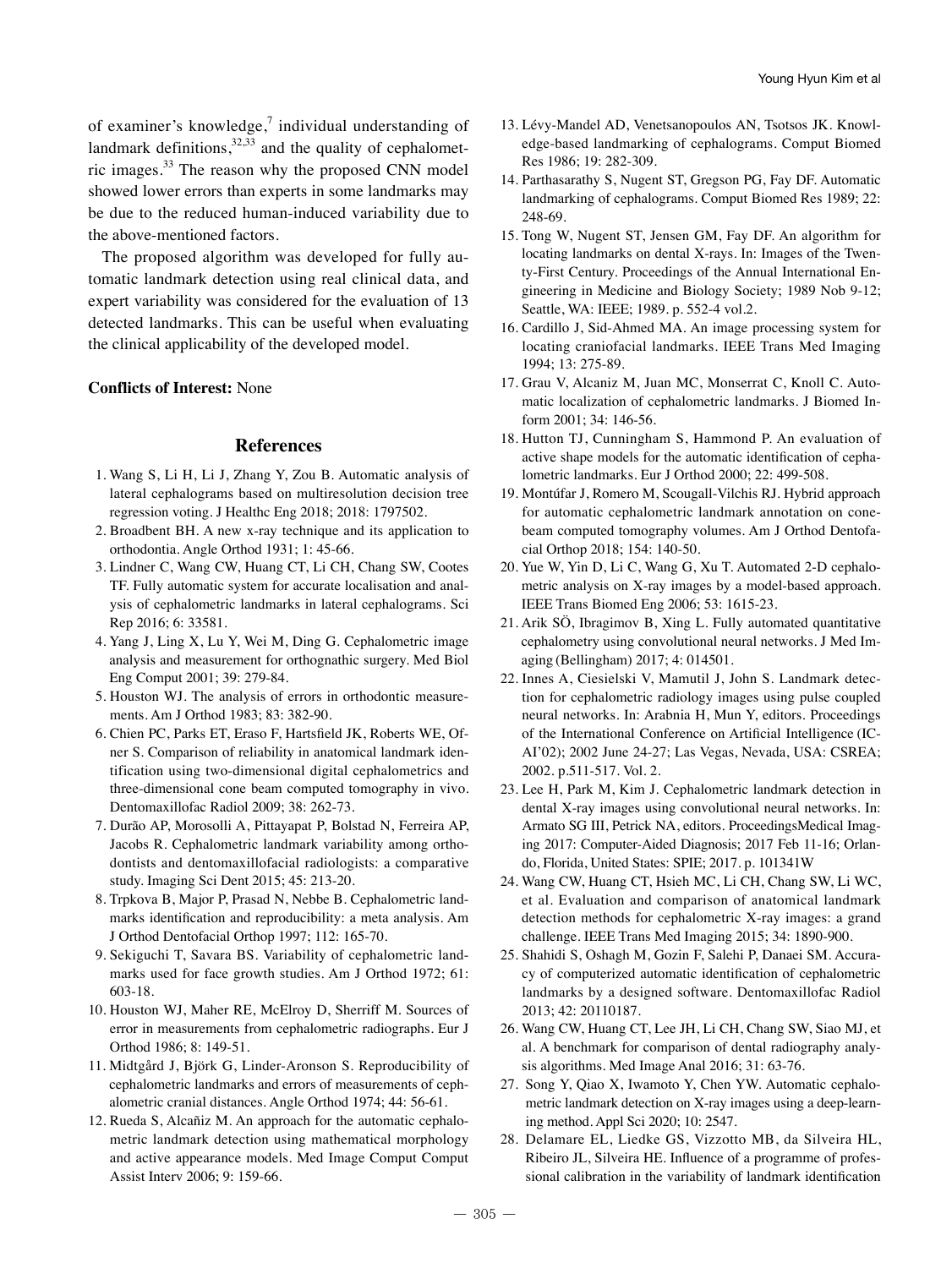of examiner's knowledge,[7] individual understanding of landmark definitions,[32,33] and the quality of cephalometric images.[33] The reason why the proposed CNN model showed lower errors than experts in some landmarks may be due to the reduced human-induced variability due to the above-mentioned factors.

The proposed algorithm was developed for fully automatic landmark detection using real clinical data, and expert variability was considered for the evaluation of 13 detected landmarks. This can be useful when evaluating the clinical applicability of the developed model.

**Conflicts of Interest:** None

## References

1. Wang S, Li H, Li J, Zhang Y, Zou B. Automatic analysis of lateral cephalograms based on multiresolution decision tree regression voting. J Healthc Eng 2018; 2018: 1797502.
2. Broadbent BH. A new x-ray technique and its application to orthodontia. Angle Orthod 1931; 1: 45-66.
3. Lindner C, Wang CW, Huang CT, Li CH, Chang SW, Cootes TF. Fully automatic system for accurate localisation and analysis of cephalometric landmarks in lateral cephalograms. Sci Rep 2016; 6: 33581.
4. Yang J, Ling X, Lu Y, Wei M, Ding G. Cephalometric image analysis and measurement for orthognathic surgery. Med Biol Eng Comput 2001; 39: 279-84.
5. Houston WJ. The analysis of errors in orthodontic measurements. Am J Orthod 1983; 83: 382-90.
6. Chien PC, Parks ET, Eraso F, Hartsfield JK, Roberts WE, Ofner S. Comparison of reliability in anatomical landmark identification using two-dimensional digital cephalometrics and three-dimensional cone beam computed tomography in vivo. Dentomaxillofac Radiol 2009; 38: 262-73.
7. Durão AP, Morosolli A, Pittayapat P, Bolstad N, Ferreira AP, Jacobs R. Cephalometric landmark variability among orthodontists and dentomaxillofacial radiologists: a comparative study. Imaging Sci Dent 2015; 45: 213-20.
8. Trpkova B, Major P, Prasad N, Nebbe B. Cephalometric landmarks identification and reproducibility: a meta analysis. Am J Orthod Dentofacial Orthop 1997; 112: 165-70.
9. Sekiguchi T, Savara BS. Variability of cephalometric landmarks used for face growth studies. Am J Orthod 1972; 61: 603-18.
10. Houston WJ, Maher RE, McElroy D, Sherriff M. Sources of error in measurements from cephalometric radiographs. Eur J Orthod 1986; 8: 149-51.
11. Midtgård J, Björk G, Linder-Aronson S. Reproducibility of cephalometric landmarks and errors of measurements of cephalometric cranial distances. Angle Orthod 1974; 44: 56-61.
12. Rueda S, Alcañiz M. An approach for the automatic cephalometric landmark detection using mathematical morphology and active appearance models. Med Image Comput Comput Assist Interv 2006; 9: 159-66.
13. Lévy-Mandel AD, Venetsanopoulos AN, Tsotsos JK. Knowledge-based landmarking of cephalograms. Comput Biomed Res 1986; 19: 282-309.
14. Parthasarathy S, Nugent ST, Gregson PG, Fay DF. Automatic landmarking of cephalograms. Comput Biomed Res 1989; 22: 248-69.
15. Tong W, Nugent ST, Jensen GM, Fay DF. An algorithm for locating landmarks on dental X-rays. In: Images of the Twenty-First Century. Proceedings of the Annual International Engineering in Medicine and Biology Society; 1989 Nob 9-12; Seattle, WA: IEEE; 1989. p. 552-4 vol.2.
16. Cardillo J, Sid-Ahmed MA. An image processing system for locating craniofacial landmarks. IEEE Trans Med Imaging 1994; 13: 275-89.
17. Grau V, Alcaniz M, Juan MC, Monserrat C, Knoll C. Automatic localization of cephalometric landmarks. J Biomed Inform 2001; 34: 146-56.
18. Hutton TJ, Cunningham S, Hammond P. An evaluation of active shape models for the automatic identification of cephalometric landmarks. Eur J Orthod 2000; 22: 499-508.
19. Montúfar J, Romero M, Scougall-Vilchis RJ. Hybrid approach for automatic cephalometric landmark annotation on cone-beam computed tomography volumes. Am J Orthod Dentofacial Orthop 2018; 154: 140-50.
20. Yue W, Yin D, Li C, Wang G, Xu T. Automated 2-D cephalometric analysis on X-ray images by a model-based approach. IEEE Trans Biomed Eng 2006; 53: 1615-23.
21. Arik SÖ, Ibragimov B, Xing L. Fully automated quantitative cephalometry using convolutional neural networks. J Med Imaging (Bellingham) 2017; 4: 014501.
22. Innes A, Ciesielski V, Mamutil J, John S. Landmark detection for cephalometric radiology images using pulse coupled neural networks. In: Arabnia H, Mun Y, editors. Proceedings of the International Conference on Artificial Intelligence (IC-AI'02); 2002 June 24-27; Las Vegas, Nevada, USA: CSREA; 2002. p.511-517. Vol. 2.
23. Lee H, Park M, Kim J. Cephalometric landmark detection in dental X-ray images using convolutional neural networks. In: Armato SG III, Petrick NA, editors. ProceedingsMedical Imaging 2017: Computer-Aided Diagnosis; 2017 Feb 11-16; Orlando, Florida, United States: SPIE; 2017. p. 101341W
24. Wang CW, Huang CT, Hsieh MC, Li CH, Chang SW, Li WC, et al. Evaluation and comparison of anatomical landmark detection methods for cephalometric X-ray images: a grand challenge. IEEE Trans Med Imaging 2015; 34: 1890-900.
25. Shahidi S, Oshagh M, Gozin F, Salehi P, Danaei SM. Accuracy of computerized automatic identification of cephalometric landmarks by a designed software. Dentomaxillofac Radiol 2013; 42: 20110187.
26. Wang CW, Huang CT, Lee JH, Li CH, Chang SW, Siao MJ, et al. A benchmark for comparison of dental radiography analysis algorithms. Med Image Anal 2016; 31: 63-76.
27. Song Y, Qiao X, Iwamoto Y, Chen YW. Automatic cephalometric landmark detection on X-ray images using a deep-learning method. Appl Sci 2020; 10: 2547.
28. Delamare EL, Liedke GS, Vizzotto MB, da Silveira HL, Ribeiro JL, Silveira HE. Influence of a programme of professional calibration in the variability of landmark identification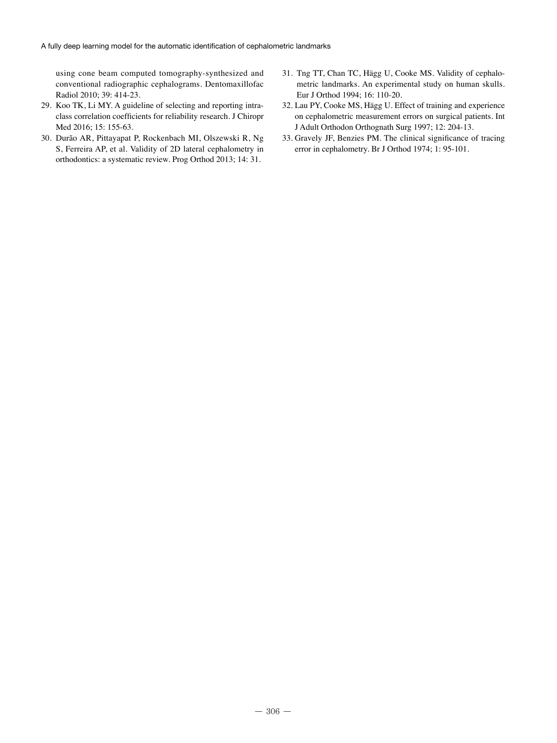using cone beam computed tomography-synthesized and conventional radiographic cephalograms. Dentomaxillofac Radiol 2010; 39: 414-23.

29. Koo TK, Li MY. A guideline of selecting and reporting intraclass correlation coefficients for reliability research. J Chiropr Med 2016; 15: 155-63.
30. Durão AR, Pittayapat P, Rockenbach MI, Olszewski R, Ng S, Ferreira AP, et al. Validity of 2D lateral cephalometry in orthodontics: a systematic review. Prog Orthod 2013; 14: 31.
31. Tng TT, Chan TC, Hägg U, Cooke MS. Validity of cephalometric landmarks. An experimental study on human skulls. Eur J Orthod 1994; 16: 110-20.
32. Lau PY, Cooke MS, Hägg U. Effect of training and experience on cephalometric measurement errors on surgical patients. Int J Adult Orthodon Orthognath Surg 1997; 12: 204-13.
33. Gravely JF, Benzies PM. The clinical significance of tracing error in cephalometry. Br J Orthod 1974; 1: 95-101.